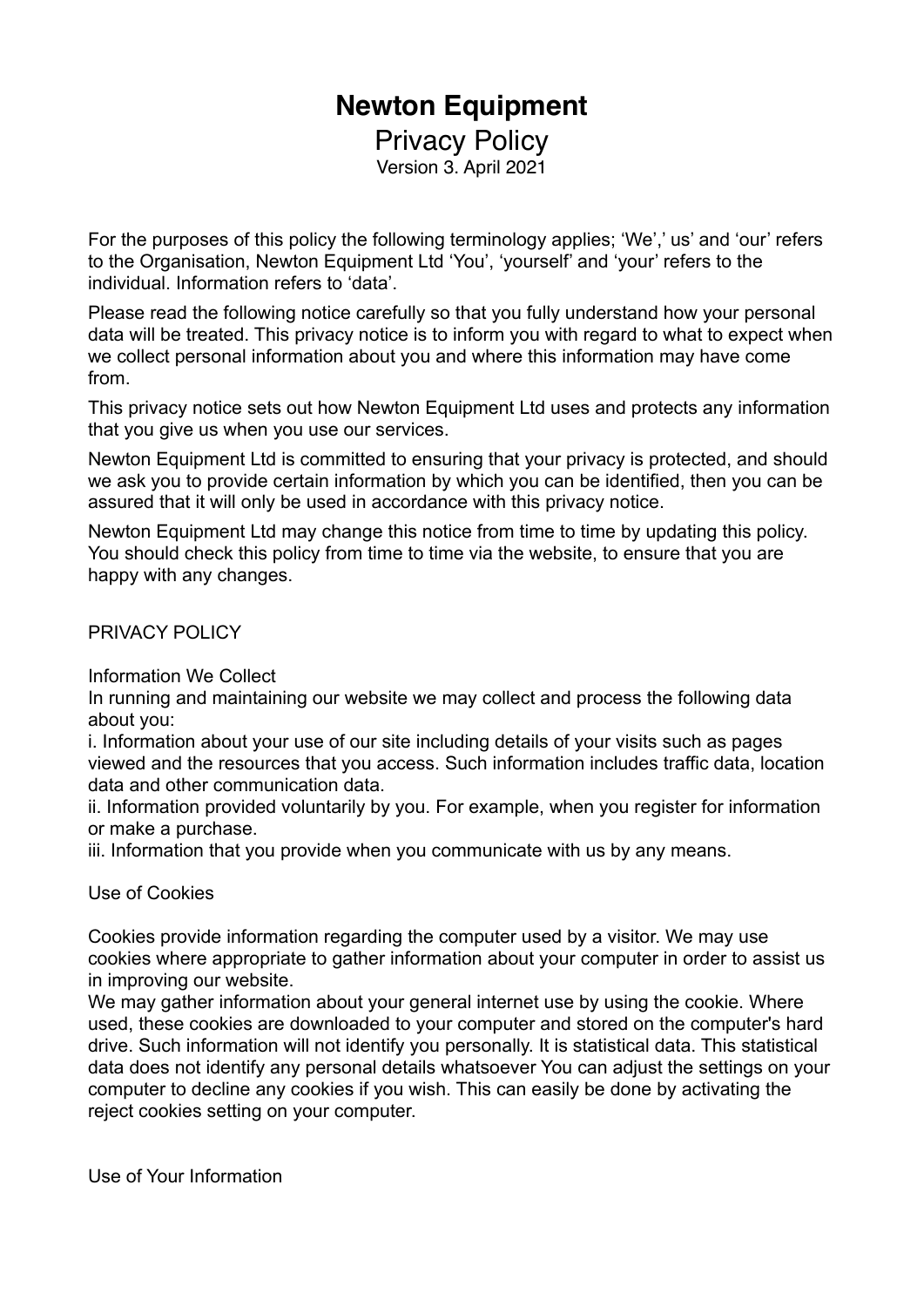# Newton Equipment

## Privacy Policy

Version 3. April 2021

For the purposes of this policy the following terminology applies; 'We',' us' and 'our' refers to the Organisation, Newton Equipment Ltd 'You', 'yourself' and 'your' refers to the individual. Information refers to 'data'.

Please read the following notice carefully so that you fully understand how your personal data will be treated. This privacy notice is to inform you with regard to what to expect when we collect personal information about you and where this information may have come from.

This privacy notice sets out how Newton Equipment Ltd uses and protects any information that you give us when you use our services.

Newton Equipment Ltd is committed to ensuring that your privacy is protected, and should we ask you to provide certain information by which you can be identified, then you can be assured that it will only be used in accordance with this privacy notice.

Newton Equipment Ltd may change this notice from time to time by updating this policy. You should check this policy from time to time via the website, to ensure that you are happy with any changes.

PRIVACY POLICY

Information We Collect

In running and maintaining our website we may collect and process the following data about you:

i. Information about your use of our site including details of your visits such as pages viewed and the resources that you access. Such information includes traffic data, location data and other communication data.

ii. Information provided voluntarily by you. For example, when you register for information or make a purchase.

iii. Information that you provide when you communicate with us by any means.

Use of Cookies

Cookies provide information regarding the computer used by a visitor. We may use cookies where appropriate to gather information about your computer in order to assist us in improving our website.

We may gather information about your general internet use by using the cookie. Where used, these cookies are downloaded to your computer and stored on the computer's hard drive. Such information will not identify you personally. It is statistical data. This statistical data does not identify any personal details whatsoever You can adjust the settings on your computer to decline any cookies if you wish. This can easily be done by activating the reject cookies setting on your computer.

Use of Your Information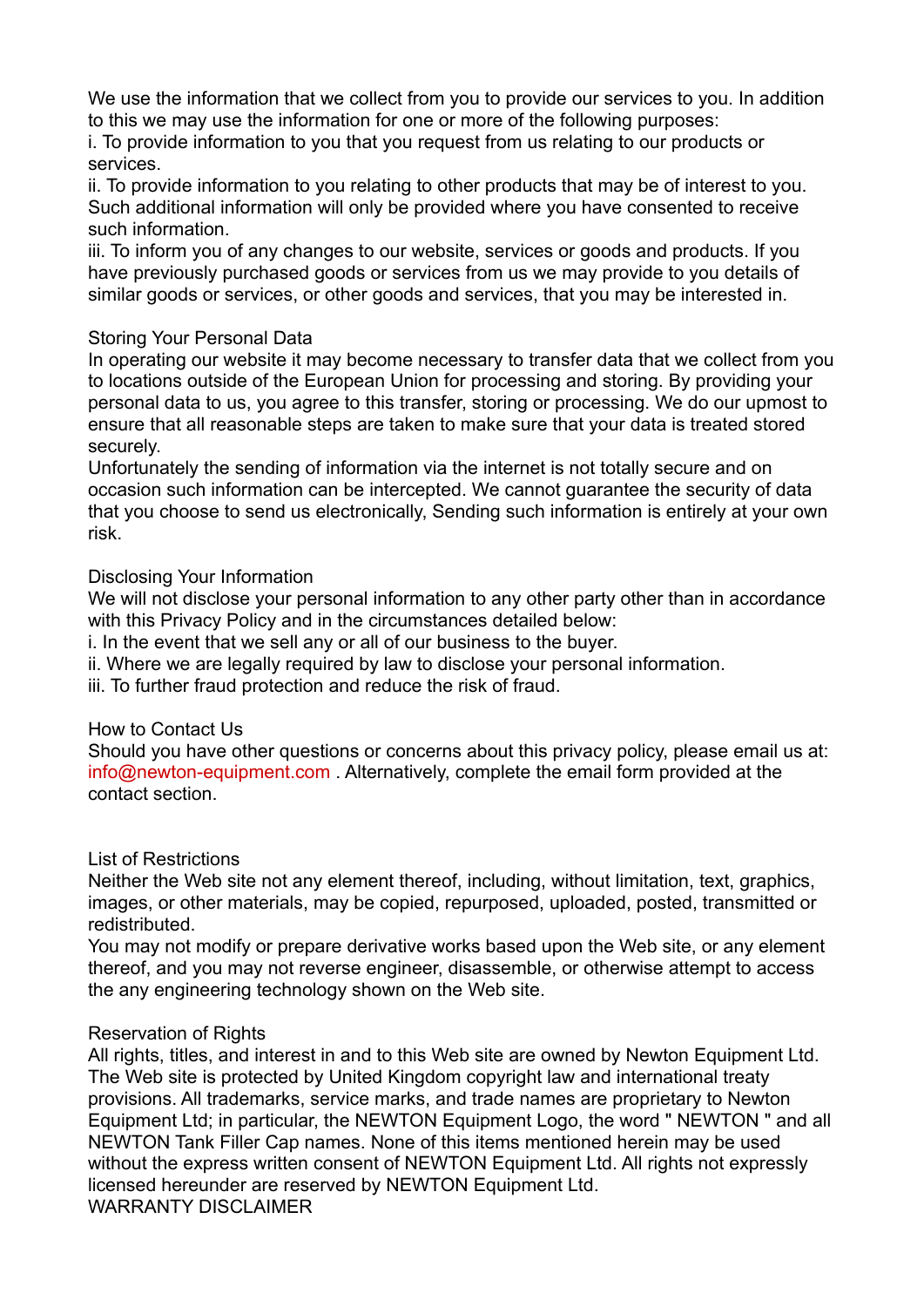We use the information that we collect from you to provide our services to you. In addition to this we may use the information for one or more of the following purposes:

i. To provide information to you that you request from us relating to our products or services.

ii. To provide information to you relating to other products that may be of interest to you. Such additional information will only be provided where you have consented to receive such information.

iii. To inform you of any changes to our website, services or goods and products. If you have previously purchased goods or services from us we may provide to you details of similar goods or services, or other goods and services, that you may be interested in.

## Storing Your Personal Data

In operating our website it may become necessary to transfer data that we collect from you to locations outside of the European Union for processing and storing. By providing your personal data to us, you agree to this transfer, storing or processing. We do our upmost to ensure that all reasonable steps are taken to make sure that your data is treated stored securely.

Unfortunately the sending of information via the internet is not totally secure and on occasion such information can be intercepted. We cannot guarantee the security of data that you choose to send us electronically, Sending such information is entirely at your own risk.

## Disclosing Your Information

We will not disclose your personal information to any other party other than in accordance with this Privacy Policy and in the circumstances detailed below:

i. In the event that we sell any or all of our business to the buyer.

ii. Where we are legally required by law to disclose your personal information.

iii. To further fraud protection and reduce the risk of fraud.

## How to Contact Us

Should you have other questions or concerns about this privacy policy, please email us at: info@newton-equipment.com . Alternatively, complete the email form provided at the contact section.

## List of Restrictions

Neither the Web site not any element thereof, including, without limitation, text, graphics, images, or other materials, may be copied, repurposed, uploaded, posted, transmitted or redistributed.

You may not modify or prepare derivative works based upon the Web site, or any element thereof, and you may not reverse engineer, disassemble, or otherwise attempt to access the any engineering technology shown on the Web site.

## Reservation of Rights

All rights, titles, and interest in and to this Web site are owned by Newton Equipment Ltd. The Web site is protected by United Kingdom copyright law and international treaty provisions. All trademarks, service marks, and trade names are proprietary to Newton Equipment Ltd; in particular, the NEWTON Equipment Logo, the word " NEWTON " and all NEWTON Tank Filler Cap names. None of this items mentioned herein may be used without the express written consent of NEWTON Equipment Ltd. All rights not expressly licensed hereunder are reserved by NEWTON Equipment Ltd.

## WARRANTY DISCLAIMER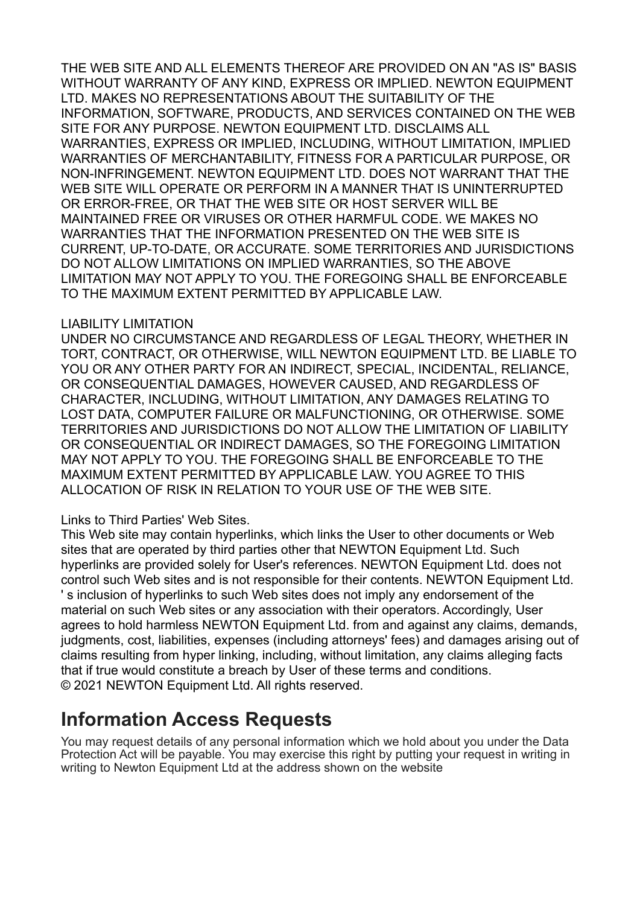THE WEB SITE AND ALL ELEMENTS THEREOF ARE PROVIDED ON AN "AS IS" BASIS WITHOUT WARRANTY OF ANY KIND, EXPRESS OR IMPLIED. NEWTON EQUIPMENT LTD. MAKES NO REPRESENTATIONS ABOUT THE SUITABILITY OF THE INFORMATION, SOFTWARE, PRODUCTS, AND SERVICES CONTAINED ON THE WEB SITE FOR ANY PURPOSE. NEWTON EQUIPMENT LTD. DISCLAIMS ALL WARRANTIES, EXPRESS OR IMPLIED, INCLUDING, WITHOUT LIMITATION, IMPLIED WARRANTIES OF MERCHANTABILITY, FITNESS FOR A PARTICULAR PURPOSE, OR NON-INFRINGEMENT. NEWTON EQUIPMENT LTD. DOES NOT WARRANT THAT THE WEB SITE WILL OPERATE OR PERFORM IN A MANNER THAT IS UNINTERRUPTED OR ERROR-FREE, OR THAT THE WEB SITE OR HOST SERVER WILL BE MAINTAINED FREE OR VIRUSES OR OTHER HARMFUL CODE. WE MAKES NO WARRANTIES THAT THE INFORMATION PRESENTED ON THE WEB SITE IS CURRENT, UP-TO-DATE, OR ACCURATE. SOME TERRITORIES AND JURISDICTIONS DO NOT ALLOW LIMITATIONS ON IMPLIED WARRANTIES, SO THE ABOVE LIMITATION MAY NOT APPLY TO YOU. THE FOREGOING SHALL BE ENFORCEABLE TO THE MAXIMUM EXTENT PERMITTED BY APPLICABLE LAW.

LIABILITY LIMITATION
UNDER NO CIRCUMSTANCE AND REGARDLESS OF LEGAL THEORY, WHETHER IN TORT, CONTRACT, OR OTHERWISE, WILL NEWTON EQUIPMENT LTD. BE LIABLE TO YOU OR ANY OTHER PARTY FOR AN INDIRECT, SPECIAL, INCIDENTAL, RELIANCE, OR CONSEQUENTIAL DAMAGES, HOWEVER CAUSED, AND REGARDLESS OF CHARACTER, INCLUDING, WITHOUT LIMITATION, ANY DAMAGES RELATING TO LOST DATA, COMPUTER FAILURE OR MALFUNCTIONING, OR OTHERWISE. SOME TERRITORIES AND JURISDICTIONS DO NOT ALLOW THE LIMITATION OF LIABILITY OR CONSEQUENTIAL OR INDIRECT DAMAGES, SO THE FOREGOING LIMITATION MAY NOT APPLY TO YOU. THE FOREGOING SHALL BE ENFORCEABLE TO THE MAXIMUM EXTENT PERMITTED BY APPLICABLE LAW. YOU AGREE TO THIS ALLOCATION OF RISK IN RELATION TO YOUR USE OF THE WEB SITE.

Links to Third Parties' Web Sites.
This Web site may contain hyperlinks, which links the User to other documents or Web sites that are operated by third parties other that NEWTON Equipment Ltd. Such hyperlinks are provided solely for User's references. NEWTON Equipment Ltd. does not control such Web sites and is not responsible for their contents. NEWTON Equipment Ltd. ' s inclusion of hyperlinks to such Web sites does not imply any endorsement of the material on such Web sites or any association with their operators. Accordingly, User agrees to hold harmless NEWTON Equipment Ltd. from and against any claims, demands, judgments, cost, liabilities, expenses (including attorneys' fees) and damages arising out of claims resulting from hyper linking, including, without limitation, any claims alleging facts that if true would constitute a breach by User of these terms and conditions.
© 2021 NEWTON Equipment Ltd. All rights reserved.

## Information Access Requests

You may request details of any personal information which we hold about you under the Data Protection Act will be payable. You may exercise this right by putting your request in writing in writing to Newton Equipment Ltd at the address shown on the website